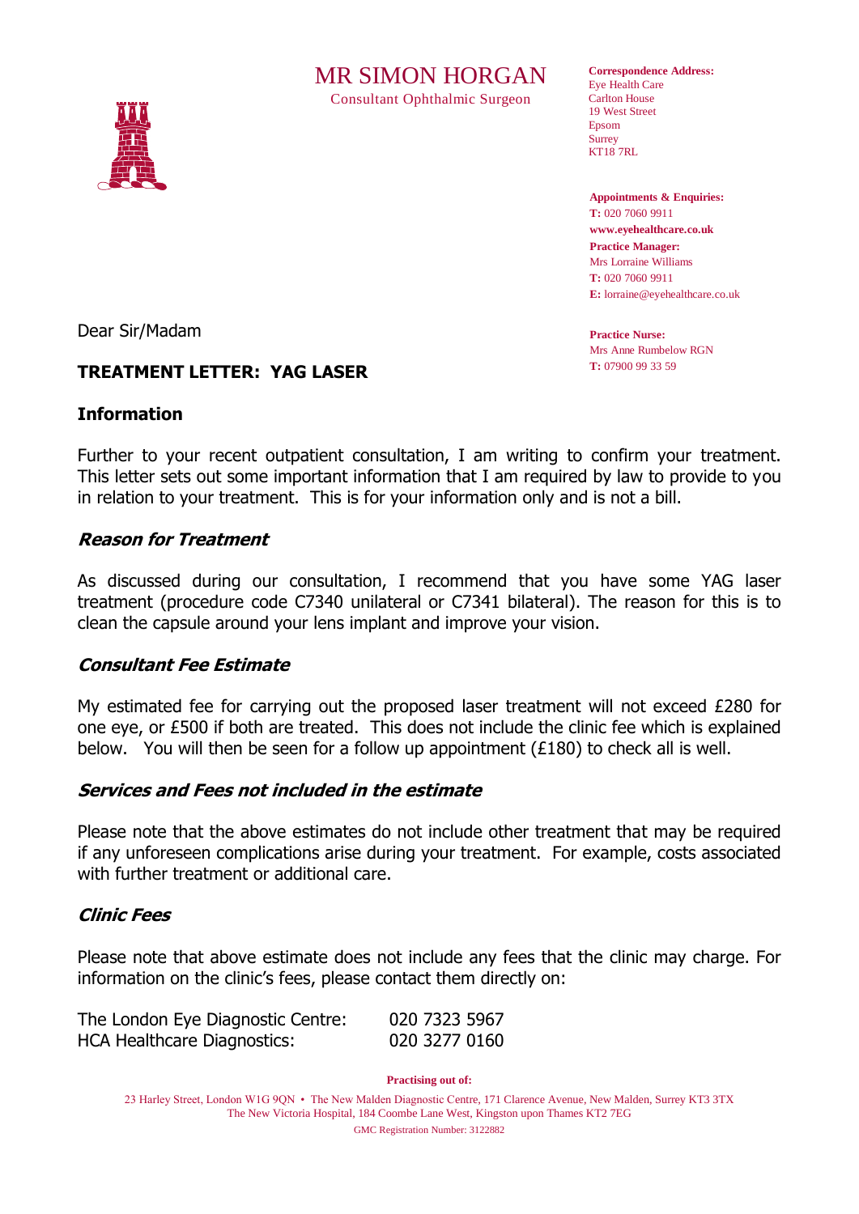# MR SIMON HORGAN

Consultant Ophthalmic Surgeon

**Correspondence Address:**
Eye Health Care
Carlton House
19 West Street
Epsom
Surrey
KT18 7RL

**Appointments & Enquiries:**
**T:** 020 7060 9911
**www.eyehealthcare.co.uk**
**Practice Manager:**
Mrs Lorraine Williams
**T:** 020 7060 9911
**E:** lorraine@eyehealthcare.co.uk

**Practice Nurse:**
Mrs Anne Rumbelow RGN
**T:** 07900 99 33 59

Dear Sir/Madam

## TREATMENT LETTER: YAG LASER

### Information

Further to your recent outpatient consultation, I am writing to confirm your treatment. This letter sets out some important information that I am required by law to provide to you in relation to your treatment. This is for your information only and is not a bill.

### *Reason for Treatment*

As discussed during our consultation, I recommend that you have some YAG laser treatment (procedure code C7340 unilateral or C7341 bilateral). The reason for this is to clean the capsule around your lens implant and improve your vision.

### *Consultant Fee Estimate*

My estimated fee for carrying out the proposed laser treatment will not exceed £280 for one eye, or £500 if both are treated. This does not include the clinic fee which is explained below. You will then be seen for a follow up appointment (£180) to check all is well.

### *Services and Fees not included in the estimate*

Please note that the above estimates do not include other treatment that may be required if any unforeseen complications arise during your treatment. For example, costs associated with further treatment or additional care.

### *Clinic Fees*

Please note that above estimate does not include any fees that the clinic may charge. For information on the clinic's fees, please contact them directly on:

The London Eye Diagnostic Centre: 020 7323 5967
HCA Healthcare Diagnostics: 020 3277 0160

**Practising out of:**

23 Harley Street, London W1G 9QN • The New Malden Diagnostic Centre, 171 Clarence Avenue, New Malden, Surrey KT3 3TX
The New Victoria Hospital, 184 Coombe Lane West, Kingston upon Thames KT2 7EG
GMC Registration Number: 3122882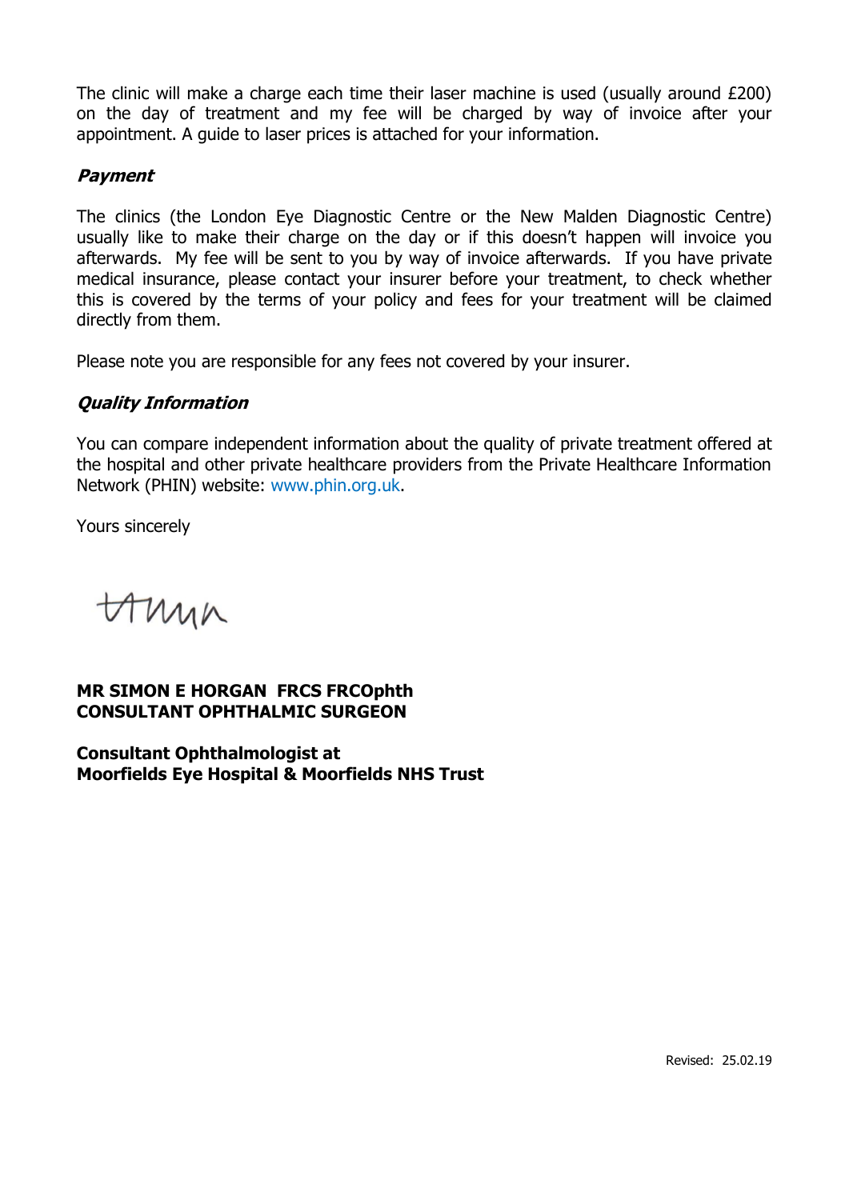The clinic will make a charge each time their laser machine is used (usually around £200) on the day of treatment and my fee will be charged by way of invoice after your appointment. A guide to laser prices is attached for your information.

***Payment***

The clinics (the London Eye Diagnostic Centre or the New Malden Diagnostic Centre) usually like to make their charge on the day or if this doesn't happen will invoice you afterwards. My fee will be sent to you by way of invoice afterwards. If you have private medical insurance, please contact your insurer before your treatment, to check whether this is covered by the terms of your policy and fees for your treatment will be claimed directly from them.

Please note you are responsible for any fees not covered by your insurer.

***Quality Information***

You can compare independent information about the quality of private treatment offered at the hospital and other private healthcare providers from the Private Healthcare Information Network (PHIN) website: www.phin.org.uk.

Yours sincerely

**MR SIMON E HORGAN FRCS FRCOphth**
**CONSULTANT OPHTHALMIC SURGEON**

**Consultant Ophthalmologist at**
**Moorfields Eye Hospital & Moorfields NHS Trust**

Revised: 25.02.19